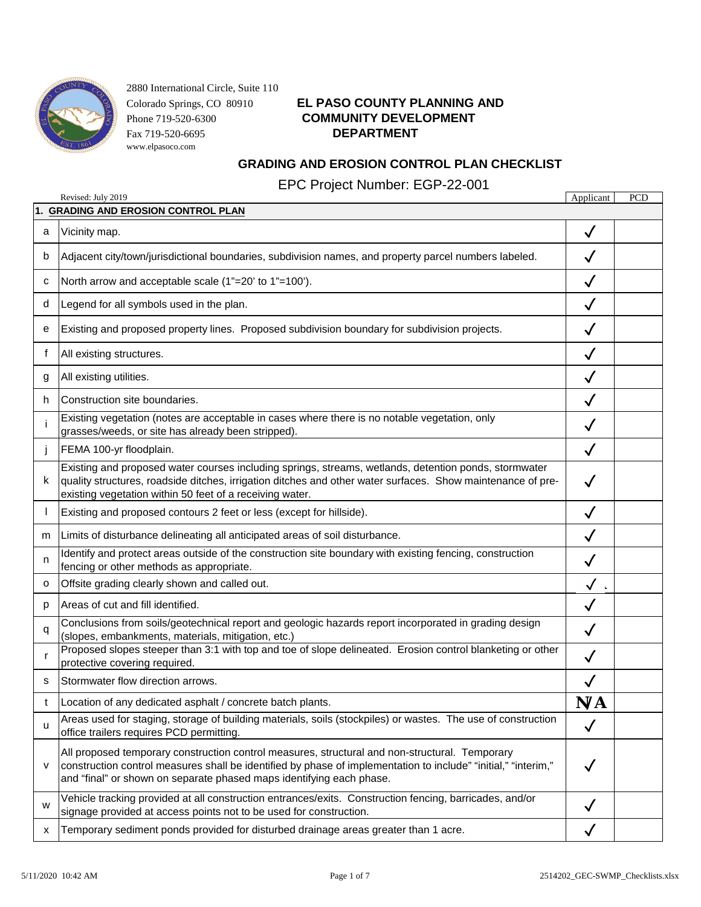2880 International Circle, Suite 110
Colorado Springs, CO 80910
Phone 719-520-6300
Fax 719-520-6695
www.elpasoco.com

# EL PASO COUNTY PLANNING AND COMMUNITY DEVELOPMENT DEPARTMENT

## GRADING AND EROSION CONTROL PLAN CHECKLIST

EPC Project Number: EGP-22-001

Revised: July 2019

| | | Applicant | PCD |
|---|---|---|---|
| **1. GRADING AND EROSION CONTROL PLAN** | | | |
| a | Vicinity map. | ✓ | |
| b | Adjacent city/town/jurisdictional boundaries, subdivision names, and property parcel numbers labeled. | ✓ | |
| c | North arrow and acceptable scale (1"=20' to 1"=100'). | ✓ | |
| d | Legend for all symbols used in the plan. | ✓ | |
| e | Existing and proposed property lines. Proposed subdivision boundary for subdivision projects. | ✓ | |
| f | All existing structures. | ✓ | |
| g | All existing utilities. | ✓ | |
| h | Construction site boundaries. | ✓ | |
| i | Existing vegetation (notes are acceptable in cases where there is no notable vegetation, only grasses/weeds, or site has already been stripped). | ✓ | |
| j | FEMA 100-yr floodplain. | ✓ | |
| k | Existing and proposed water courses including springs, streams, wetlands, detention ponds, stormwater quality structures, roadside ditches, irrigation ditches and other water surfaces. Show maintenance of pre-existing vegetation within 50 feet of a receiving water. | ✓ | |
| l | Existing and proposed contours 2 feet or less (except for hillside). | ✓ | |
| m | Limits of disturbance delineating all anticipated areas of soil disturbance. | ✓ | |
| n | Identify and protect areas outside of the construction site boundary with existing fencing, construction fencing or other methods as appropriate. | ✓ | |
| o | Offsite grading clearly shown and called out. | ✓ | |
| p | Areas of cut and fill identified. | ✓ | |
| q | Conclusions from soils/geotechnical report and geologic hazards report incorporated in grading design (slopes, embankments, materials, mitigation, etc.) | ✓ | |
| r | Proposed slopes steeper than 3:1 with top and toe of slope delineated. Erosion control blanketing or other protective covering required. | ✓ | |
| s | Stormwater flow direction arrows. | ✓ | |
| t | Location of any dedicated asphalt / concrete batch plants. | N/A | |
| u | Areas used for staging, storage of building materials, soils (stockpiles) or wastes. The use of construction office trailers requires PCD permitting. | ✓ | |
| v | All proposed temporary construction control measures, structural and non-structural. Temporary construction control measures shall be identified by phase of implementation to include" "initial," "interim," and "final" or shown on separate phased maps identifying each phase. | ✓ | |
| w | Vehicle tracking provided at all construction entrances/exits. Construction fencing, barricades, and/or signage provided at access points not to be used for construction. | ✓ | |
| x | Temporary sediment ponds provided for disturbed drainage areas greater than 1 acre. | ✓ | |

5/11/2020 10:42 AM 2514202_GEC-SWMP_Checklists.xlsx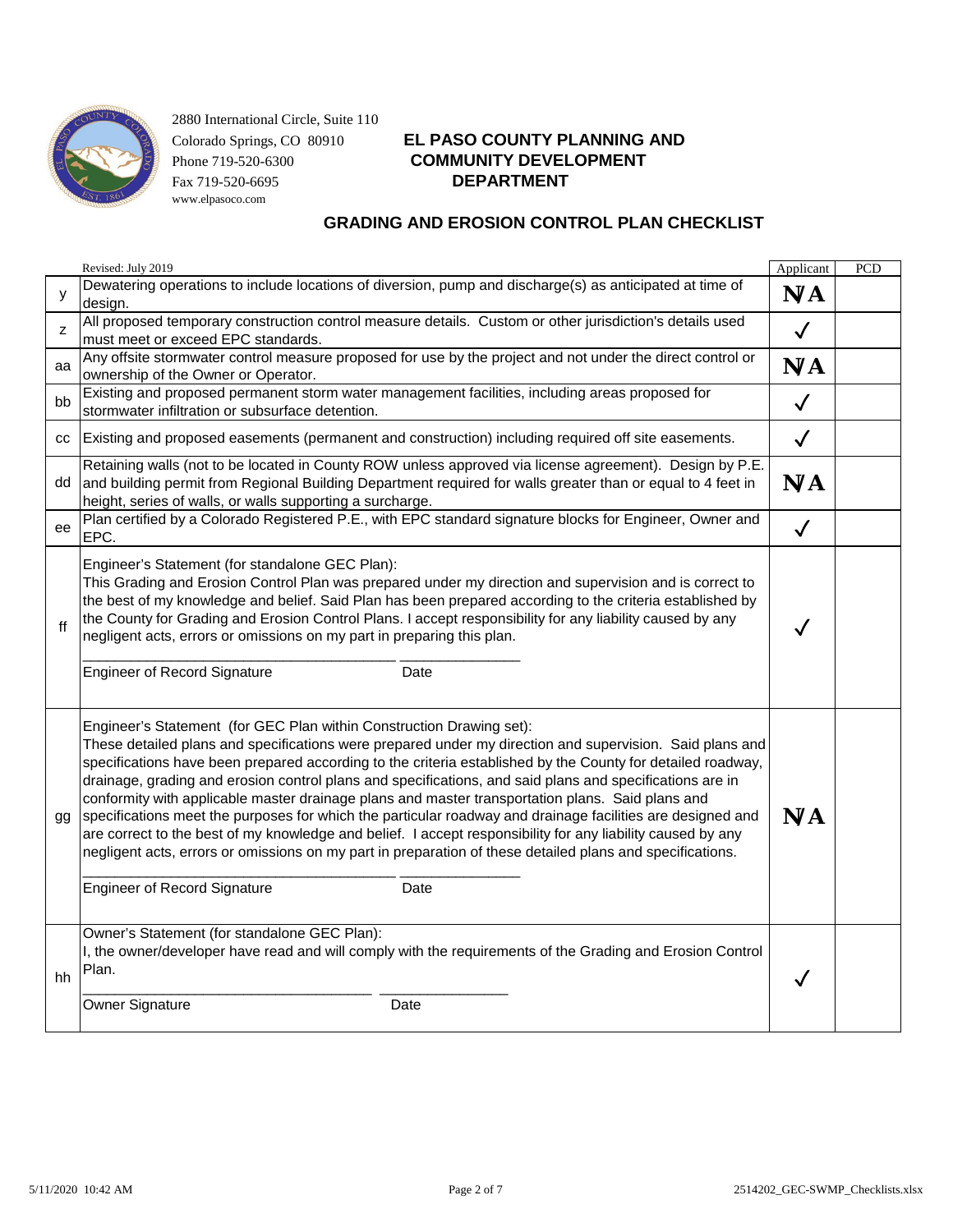2880 International Circle, Suite 110
Colorado Springs, CO 80910
Phone 719-520-6300
Fax 719-520-6695
www.elpasoco.com

# EL PASO COUNTY PLANNING AND COMMUNITY DEVELOPMENT DEPARTMENT

## GRADING AND EROSION CONTROL PLAN CHECKLIST

| | Revised: July 2019 | Applicant | PCD |
|---|---|---|---|
| y | Dewatering operations to include locations of diversion, pump and discharge(s) as anticipated at time of design. | NA | |
| z | All proposed temporary construction control measure details. Custom or other jurisdiction's details used must meet or exceed EPC standards. | ✓ | |
| aa | Any offsite stormwater control measure proposed for use by the project and not under the direct control or ownership of the Owner or Operator. | NA | |
| bb | Existing and proposed permanent storm water management facilities, including areas proposed for stormwater infiltration or subsurface detention. | ✓ | |
| cc | Existing and proposed easements (permanent and construction) including required off site easements. | ✓ | |
| dd | Retaining walls (not to be located in County ROW unless approved via license agreement). Design by P.E. and building permit from Regional Building Department required for walls greater than or equal to 4 feet in height, series of walls, or walls supporting a surcharge. | NA | |
| ee | Plan certified by a Colorado Registered P.E., with EPC standard signature blocks for Engineer, Owner and EPC. | ✓ | |
| ff | Engineer's Statement (for standalone GEC Plan):<br>This Grading and Erosion Control Plan was prepared under my direction and supervision and is correct to the best of my knowledge and belief. Said Plan has been prepared according to the criteria established by the County for Grading and Erosion Control Plans. I accept responsibility for any liability caused by any negligent acts, errors or omissions on my part in preparing this plan.<br><br>_______________________________ _____________<br>Engineer of Record Signature Date | ✓ | |
| gg | Engineer's Statement (for GEC Plan within Construction Drawing set):<br>These detailed plans and specifications were prepared under my direction and supervision. Said plans and specifications have been prepared according to the criteria established by the County for detailed roadway, drainage, grading and erosion control plans and specifications, and said plans and specifications are in conformity with applicable master drainage plans and master transportation plans. Said plans and specifications meet the purposes for which the particular roadway and drainage facilities are designed and are correct to the best of my knowledge and belief. I accept responsibility for any liability caused by any negligent acts, errors or omissions on my part in preparation of these detailed plans and specifications.<br><br>_______________________________ _____________<br>Engineer of Record Signature Date | NA | |
| hh | Owner's Statement (for standalone GEC Plan):<br>I, the owner/developer have read and will comply with the requirements of the Grading and Erosion Control Plan.<br><br>_______________________________ _____________<br>Owner Signature Date | ✓ | |

5/11/2020 10:42 AM 2514202_GEC-SWMP_Checklists.xlsx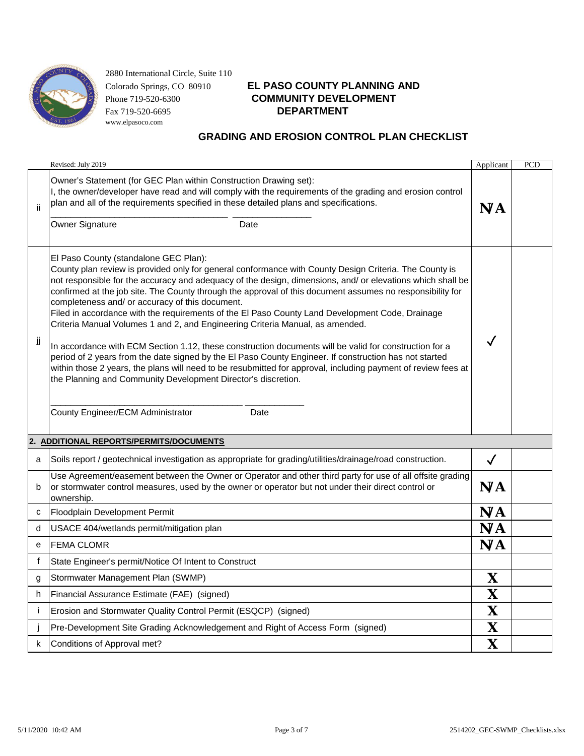2880 International Circle, Suite 110
Colorado Springs, CO 80910
Phone 719-520-6300
Fax 719-520-6695
www.elpasoco.com

# EL PASO COUNTY PLANNING AND COMMUNITY DEVELOPMENT DEPARTMENT

## GRADING AND EROSION CONTROL PLAN CHECKLIST

| | Revised: July 2019 | Applicant | PCD |
|---|---|---|---|
| ii | Owner's Statement (for GEC Plan within Construction Drawing set):<br>I, the owner/developer have read and will comply with the requirements of the grading and erosion control plan and all of the requirements specified in these detailed plans and specifications.<br><br>\_\_\_\_\_\_\_\_\_\_\_\_\_\_\_\_\_\_\_\_\_\_\_\_\_\_\_\_\_\_\_\_\_\_\_\_\_ \_\_\_\_\_\_\_\_\_\_\_\_\_\_\_\_\_<br>Owner Signature Date | N/A | |
| jj | El Paso County (standalone GEC Plan):<br>County plan review is provided only for general conformance with County Design Criteria. The County is not responsible for the accuracy and adequacy of the design, dimensions, and/ or elevations which shall be confirmed at the job site. The County through the approval of this document assumes no responsibility for completeness and/ or accuracy of this document.<br>Filed in accordance with the requirements of the El Paso County Land Development Code, Drainage Criteria Manual Volumes 1 and 2, and Engineering Criteria Manual, as amended.<br><br>In accordance with ECM Section 1.12, these construction documents will be valid for construction for a period of 2 years from the date signed by the El Paso County Engineer. If construction has not started within those 2 years, the plans will need to be resubmitted for approval, including payment of review fees at the Planning and Community Development Director's discretion.<br><br>\_\_\_\_\_\_\_\_\_\_\_\_\_\_\_\_\_\_\_\_\_\_\_\_\_\_\_\_\_\_\_\_\_\_\_\_\_\_\_\_ \_\_\_\_\_\_\_\_\_\_\_\_<br>County Engineer/ECM Administrator Date | ✓ | |
| **2.** | **ADDITIONAL REPORTS/PERMITS/DOCUMENTS** | | |
| a | Soils report / geotechnical investigation as appropriate for grading/utilities/drainage/road construction. | ✓ | |
| b | Use Agreement/easement between the Owner or Operator and other third party for use of all offsite grading or stormwater control measures, used by the owner or operator but not under their direct control or ownership. | N/A | |
| c | Floodplain Development Permit | N/A | |
| d | USACE 404/wetlands permit/mitigation plan | N/A | |
| e | FEMA CLOMR | N/A | |
| f | State Engineer's permit/Notice Of Intent to Construct | | |
| g | Stormwater Management Plan (SWMP) | X | |
| h | Financial Assurance Estimate (FAE) (signed) | X | |
| i | Erosion and Stormwater Quality Control Permit (ESQCP) (signed) | X | |
| j | Pre-Development Site Grading Acknowledgement and Right of Access Form (signed) | X | |
| k | Conditions of Approval met? | X | |

5/11/2020 10:42 AM 2514202_GEC-SWMP_Checklists.xlsx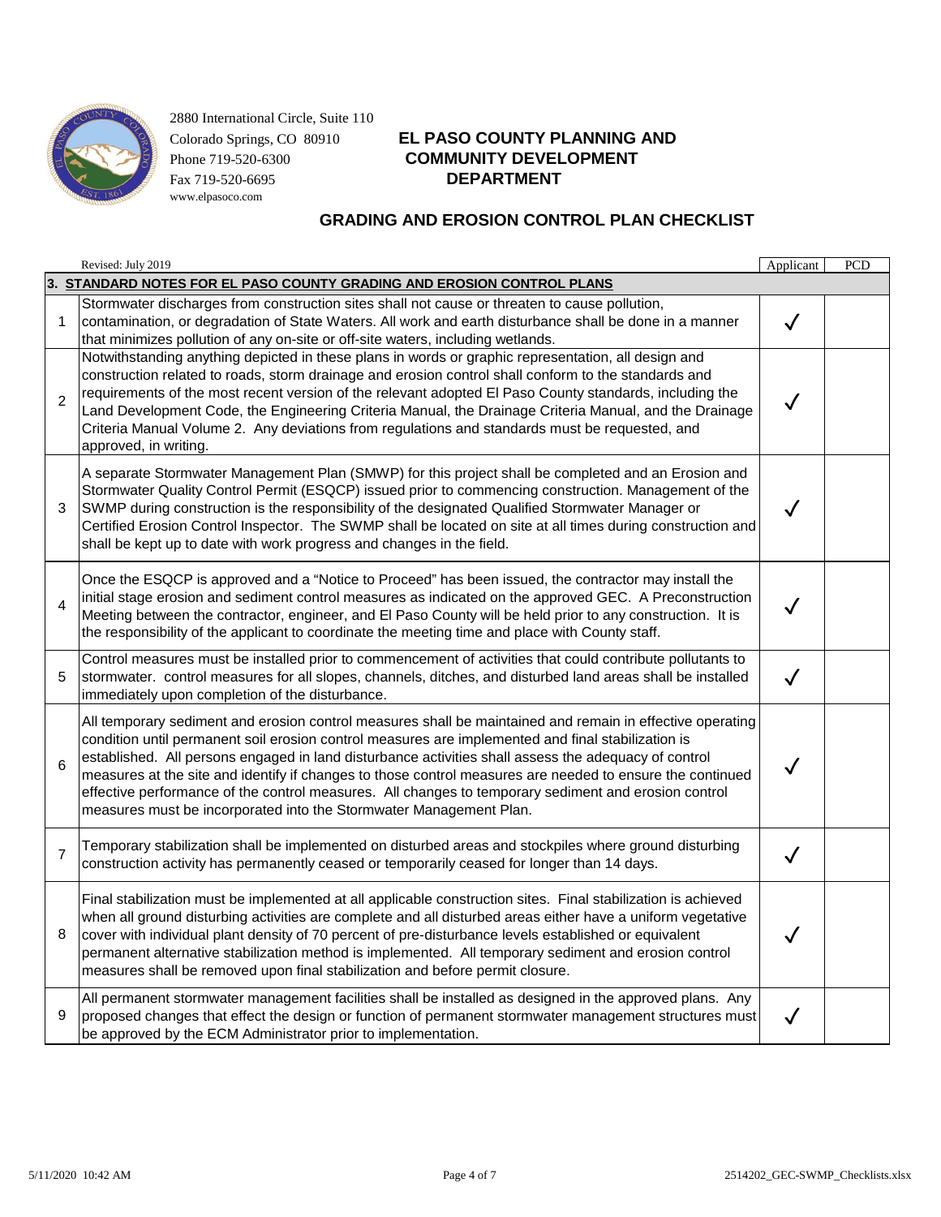2880 International Circle, Suite 110
Colorado Springs, CO 80910
Phone 719-520-6300
Fax 719-520-6695
www.elpasoco.com

# EL PASO COUNTY PLANNING AND COMMUNITY DEVELOPMENT DEPARTMENT

## GRADING AND EROSION CONTROL PLAN CHECKLIST

Revised: July 2019

| | 3. STANDARD NOTES FOR EL PASO COUNTY GRADING AND EROSION CONTROL PLANS | Applicant | PCD |
|---|---|---|---|
| 1 | Stormwater discharges from construction sites shall not cause or threaten to cause pollution, contamination, or degradation of State Waters. All work and earth disturbance shall be done in a manner that minimizes pollution of any on-site or off-site waters, including wetlands. | ✓ | |
| 2 | Notwithstanding anything depicted in these plans in words or graphic representation, all design and construction related to roads, storm drainage and erosion control shall conform to the standards and requirements of the most recent version of the relevant adopted El Paso County standards, including the Land Development Code, the Engineering Criteria Manual, the Drainage Criteria Manual, and the Drainage Criteria Manual Volume 2. Any deviations from regulations and standards must be requested, and approved, in writing. | ✓ | |
| 3 | A separate Stormwater Management Plan (SMWP) for this project shall be completed and an Erosion and Stormwater Quality Control Permit (ESQCP) issued prior to commencing construction. Management of the SWMP during construction is the responsibility of the designated Qualified Stormwater Manager or Certified Erosion Control Inspector. The SWMP shall be located on site at all times during construction and shall be kept up to date with work progress and changes in the field. | ✓ | |
| 4 | Once the ESQCP is approved and a "Notice to Proceed" has been issued, the contractor may install the initial stage erosion and sediment control measures as indicated on the approved GEC. A Preconstruction Meeting between the contractor, engineer, and El Paso County will be held prior to any construction. It is the responsibility of the applicant to coordinate the meeting time and place with County staff. | ✓ | |
| 5 | Control measures must be installed prior to commencement of activities that could contribute pollutants to stormwater. control measures for all slopes, channels, ditches, and disturbed land areas shall be installed immediately upon completion of the disturbance. | ✓ | |
| 6 | All temporary sediment and erosion control measures shall be maintained and remain in effective operating condition until permanent soil erosion control measures are implemented and final stabilization is established. All persons engaged in land disturbance activities shall assess the adequacy of control measures at the site and identify if changes to those control measures are needed to ensure the continued effective performance of the control measures. All changes to temporary sediment and erosion control measures must be incorporated into the Stormwater Management Plan. | ✓ | |
| 7 | Temporary stabilization shall be implemented on disturbed areas and stockpiles where ground disturbing construction activity has permanently ceased or temporarily ceased for longer than 14 days. | ✓ | |
| 8 | Final stabilization must be implemented at all applicable construction sites. Final stabilization is achieved when all ground disturbing activities are complete and all disturbed areas either have a uniform vegetative cover with individual plant density of 70 percent of pre-disturbance levels established or equivalent permanent alternative stabilization method is implemented. All temporary sediment and erosion control measures shall be removed upon final stabilization and before permit closure. | ✓ | |
| 9 | All permanent stormwater management facilities shall be installed as designed in the approved plans. Any proposed changes that effect the design or function of permanent stormwater management structures must be approved by the ECM Administrator prior to implementation. | ✓ | |

5/11/2020 10:42 AM 2514202_GEC-SWMP_Checklists.xlsx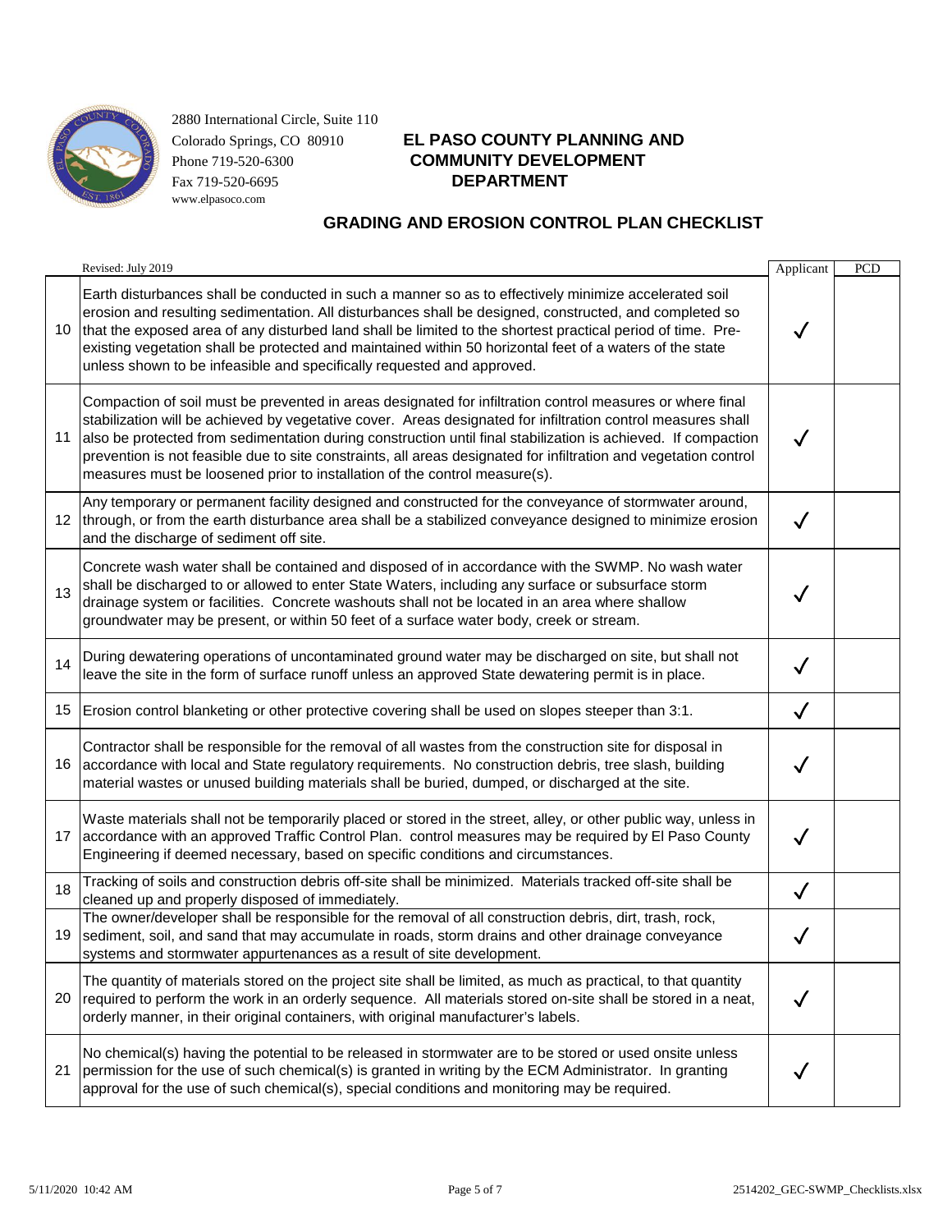2880 International Circle, Suite 110
Colorado Springs, CO 80910
Phone 719-520-6300
Fax 719-520-6695
www.elpasoco.com

# EL PASO COUNTY PLANNING AND COMMUNITY DEVELOPMENT DEPARTMENT

## GRADING AND EROSION CONTROL PLAN CHECKLIST

| | Revised: July 2019 | Applicant | PCD |
|---|---|---|---|
| 10 | Earth disturbances shall be conducted in such a manner so as to effectively minimize accelerated soil erosion and resulting sedimentation. All disturbances shall be designed, constructed, and completed so that the exposed area of any disturbed land shall be limited to the shortest practical period of time. Pre-existing vegetation shall be protected and maintained within 50 horizontal feet of a waters of the state unless shown to be infeasible and specifically requested and approved. | ✓ | |
| 11 | Compaction of soil must be prevented in areas designated for infiltration control measures or where final stabilization will be achieved by vegetative cover. Areas designated for infiltration control measures shall also be protected from sedimentation during construction until final stabilization is achieved. If compaction prevention is not feasible due to site constraints, all areas designated for infiltration and vegetation control measures must be loosened prior to installation of the control measure(s). | ✓ | |
| 12 | Any temporary or permanent facility designed and constructed for the conveyance of stormwater around, through, or from the earth disturbance area shall be a stabilized conveyance designed to minimize erosion and the discharge of sediment off site. | ✓ | |
| 13 | Concrete wash water shall be contained and disposed of in accordance with the SWMP. No wash water shall be discharged to or allowed to enter State Waters, including any surface or subsurface storm drainage system or facilities. Concrete washouts shall not be located in an area where shallow groundwater may be present, or within 50 feet of a surface water body, creek or stream. | ✓ | |
| 14 | During dewatering operations of uncontaminated ground water may be discharged on site, but shall not leave the site in the form of surface runoff unless an approved State dewatering permit is in place. | ✓ | |
| 15 | Erosion control blanketing or other protective covering shall be used on slopes steeper than 3:1. | ✓ | |
| 16 | Contractor shall be responsible for the removal of all wastes from the construction site for disposal in accordance with local and State regulatory requirements. No construction debris, tree slash, building material wastes or unused building materials shall be buried, dumped, or discharged at the site. | ✓ | |
| 17 | Waste materials shall not be temporarily placed or stored in the street, alley, or other public way, unless in accordance with an approved Traffic Control Plan. control measures may be required by El Paso County Engineering if deemed necessary, based on specific conditions and circumstances. | ✓ | |
| 18 | Tracking of soils and construction debris off-site shall be minimized. Materials tracked off-site shall be cleaned up and properly disposed of immediately. | ✓ | |
| 19 | The owner/developer shall be responsible for the removal of all construction debris, dirt, trash, rock, sediment, soil, and sand that may accumulate in roads, storm drains and other drainage conveyance systems and stormwater appurtenances as a result of site development. | ✓ | |
| 20 | The quantity of materials stored on the project site shall be limited, as much as practical, to that quantity required to perform the work in an orderly sequence. All materials stored on-site shall be stored in a neat, orderly manner, in their original containers, with original manufacturer's labels. | ✓ | |
| 21 | No chemical(s) having the potential to be released in stormwater are to be stored or used onsite unless permission for the use of such chemical(s) is granted in writing by the ECM Administrator. In granting approval for the use of such chemical(s), special conditions and monitoring may be required. | ✓ | |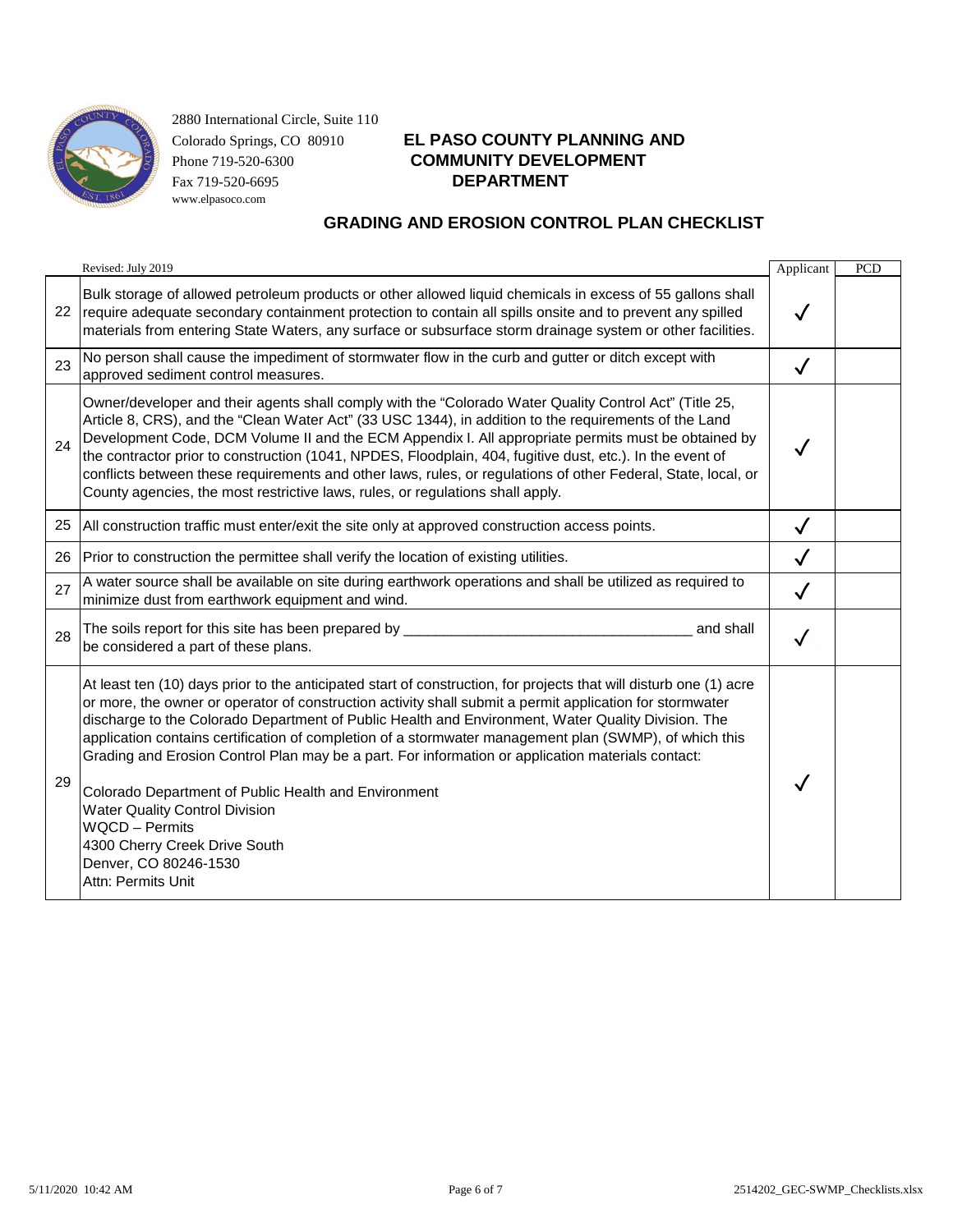2880 International Circle, Suite 110
Colorado Springs, CO 80910
Phone 719-520-6300
Fax 719-520-6695
www.elpasoco.com

# EL PASO COUNTY PLANNING AND COMMUNITY DEVELOPMENT DEPARTMENT

## GRADING AND EROSION CONTROL PLAN CHECKLIST

| | Revised: July 2019 | Applicant | PCD |
|---|---|---|---|
| 22 | Bulk storage of allowed petroleum products or other allowed liquid chemicals in excess of 55 gallons shall require adequate secondary containment protection to contain all spills onsite and to prevent any spilled materials from entering State Waters, any surface or subsurface storm drainage system or other facilities. | ✓ | |
| 23 | No person shall cause the impediment of stormwater flow in the curb and gutter or ditch except with approved sediment control measures. | ✓ | |
| 24 | Owner/developer and their agents shall comply with the "Colorado Water Quality Control Act" (Title 25, Article 8, CRS), and the "Clean Water Act" (33 USC 1344), in addition to the requirements of the Land Development Code, DCM Volume II and the ECM Appendix I. All appropriate permits must be obtained by the contractor prior to construction (1041, NPDES, Floodplain, 404, fugitive dust, etc.). In the event of conflicts between these requirements and other laws, rules, or regulations of other Federal, State, local, or County agencies, the most restrictive laws, rules, or regulations shall apply. | ✓ | |
| 25 | All construction traffic must enter/exit the site only at approved construction access points. | ✓ | |
| 26 | Prior to construction the permittee shall verify the location of existing utilities. | ✓ | |
| 27 | A water source shall be available on site during earthwork operations and shall be utilized as required to minimize dust from earthwork equipment and wind. | ✓ | |
| 28 | The soils report for this site has been prepared by ____________________________________ and shall be considered a part of these plans. | ✓ | |
| 29 | At least ten (10) days prior to the anticipated start of construction, for projects that will disturb one (1) acre or more, the owner or operator of construction activity shall submit a permit application for stormwater discharge to the Colorado Department of Public Health and Environment, Water Quality Division. The application contains certification of completion of a stormwater management plan (SWMP), of which this Grading and Erosion Control Plan may be a part. For information or application materials contact:<br><br>Colorado Department of Public Health and Environment<br>Water Quality Control Division<br>WQCD – Permits<br>4300 Cherry Creek Drive South<br>Denver, CO 80246-1530<br>Attn: Permits Unit | ✓ | |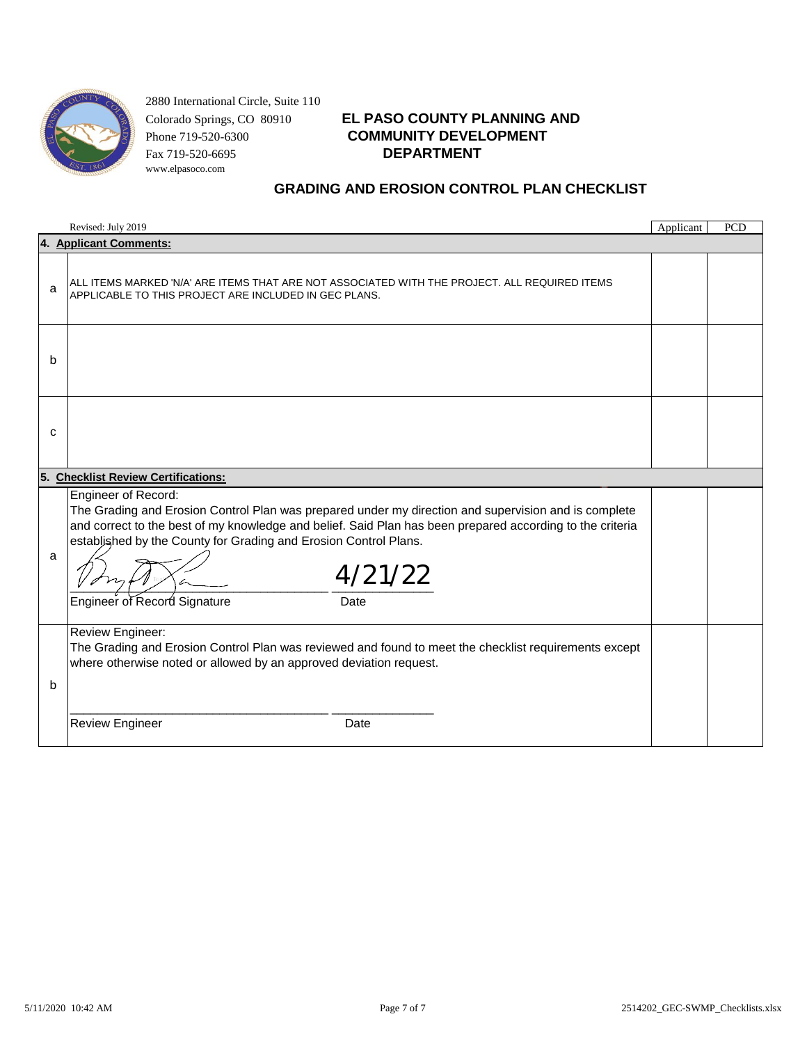2880 International Circle, Suite 110
Colorado Springs, CO 80910
Phone 719-520-6300
Fax 719-520-6695
www.elpasoco.com

# EL PASO COUNTY PLANNING AND COMMUNITY DEVELOPMENT DEPARTMENT

## GRADING AND EROSION CONTROL PLAN CHECKLIST

| | Revised: July 2019 | Applicant | PCD |
|---|---|---|---|
| **4.** | **Applicant Comments:** | | |
| a | ALL ITEMS MARKED 'N/A' ARE ITEMS THAT ARE NOT ASSOCIATED WITH THE PROJECT. ALL REQUIRED ITEMS APPLICABLE TO THIS PROJECT ARE INCLUDED IN GEC PLANS. | | |
| b | | | |
| c | | | |
| **5.** | **Checklist Review Certifications:** | | |
| a | Engineer of Record: The Grading and Erosion Control Plan was prepared under my direction and supervision and is complete and correct to the best of my knowledge and belief. Said Plan has been prepared according to the criteria established by the County for Grading and Erosion Control Plans. [signature] 4/21/22 Engineer of Record Signature / Date | | |
| b | Review Engineer: The Grading and Erosion Control Plan was reviewed and found to meet the checklist requirements except where otherwise noted or allowed by an approved deviation request. ______ ______ Review Engineer / Date | | |

5/11/2020 10:42 AM 2514202_GEC-SWMP_Checklists.xlsx